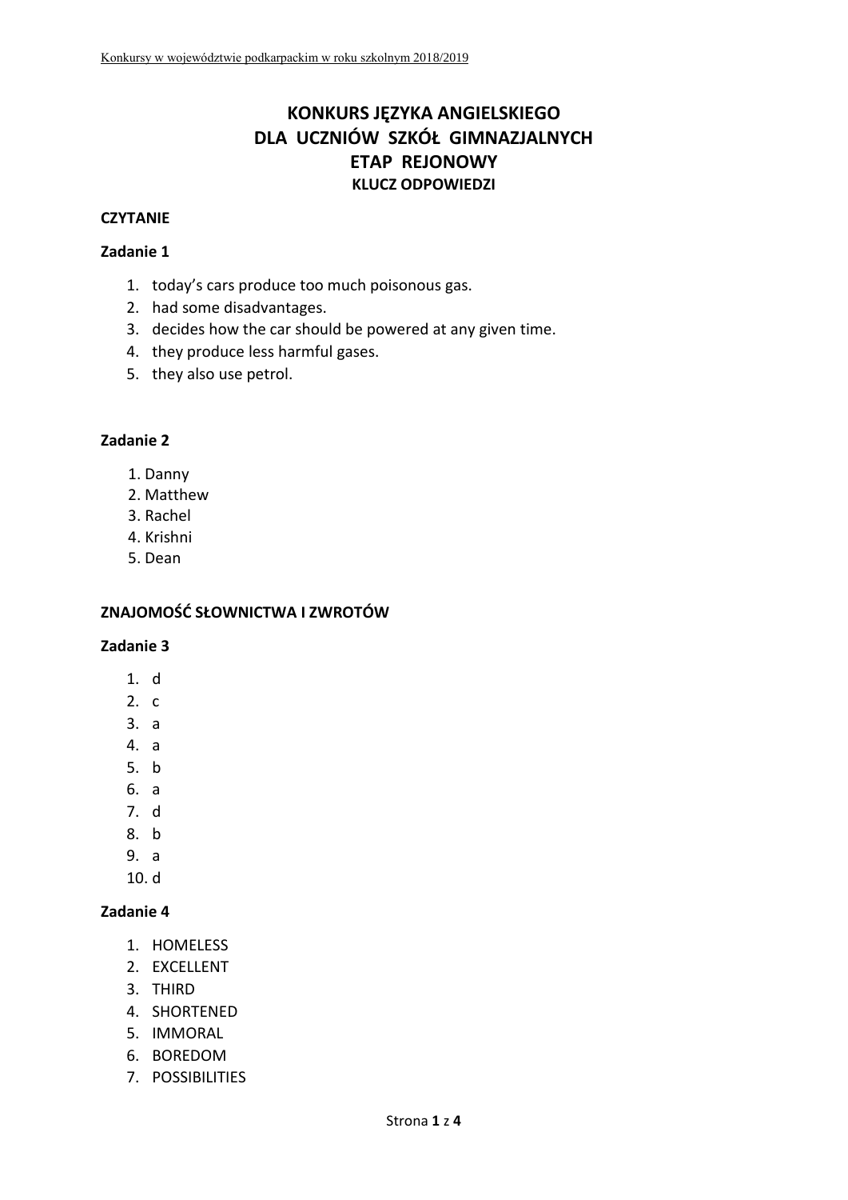# KONKURS JĘZYKA ANGIELSKIEGO
# DLA UCZNIÓW SZKÓŁ GIMNAZJALNYCH
# ETAP REJONOWY
## KLUCZ ODPOWIEDZI

### CZYTANIE

**Zadanie 1**

1. today's cars produce too much poisonous gas.
2. had some disadvantages.
3. decides how the car should be powered at any given time.
4. they produce less harmful gases.
5. they also use petrol.

**Zadanie 2**

1. Danny
2. Matthew
3. Rachel
4. Krishni
5. Dean

### ZNAJOMOŚĆ SŁOWNICTWA I ZWROTÓW

**Zadanie 3**

1. d
2. c
3. a
4. a
5. b
6. a
7. d
8. b
9. a
10. d

**Zadanie 4**

1. HOMELESS
2. EXCELLENT
3. THIRD
4. SHORTENED
5. IMMORAL
6. BOREDOM
7. POSSIBILITIES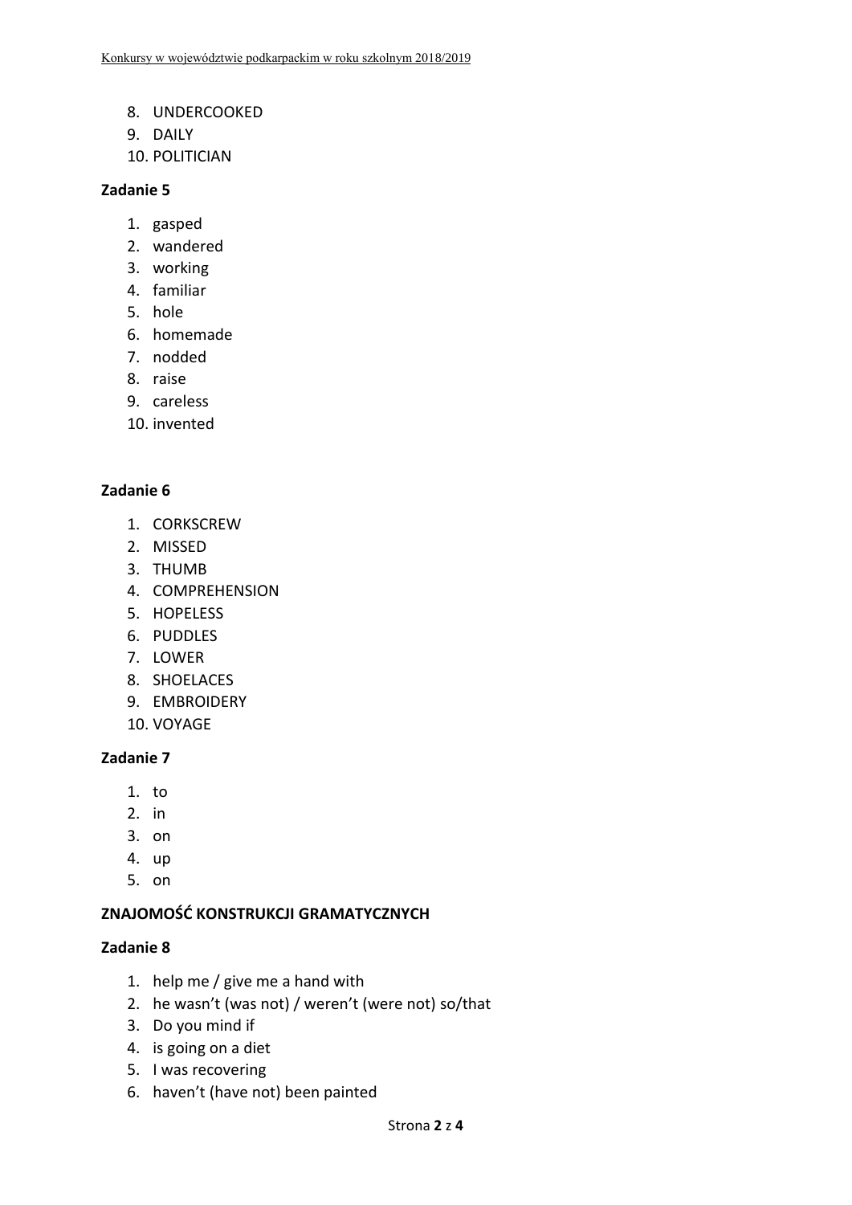8. UNDERCOOKED
9. DAILY
10. POLITICIAN

**Zadanie 5**

1. gasped
2. wandered
3. working
4. familiar
5. hole
6. homemade
7. nodded
8. raise
9. careless
10. invented

**Zadanie 6**

1. CORKSCREW
2. MISSED
3. THUMB
4. COMPREHENSION
5. HOPELESS
6. PUDDLES
7. LOWER
8. SHOELACES
9. EMBROIDERY
10. VOYAGE

**Zadanie 7**

1. to
2. in
3. on
4. up
5. on

**ZNAJOMOŚĆ KONSTRUKCJI GRAMATYCZNYCH**

**Zadanie 8**

1. help me / give me a hand with
2. he wasn't (was not) / weren't (were not) so/that
3. Do you mind if
4. is going on a diet
5. I was recovering
6. haven't (have not) been painted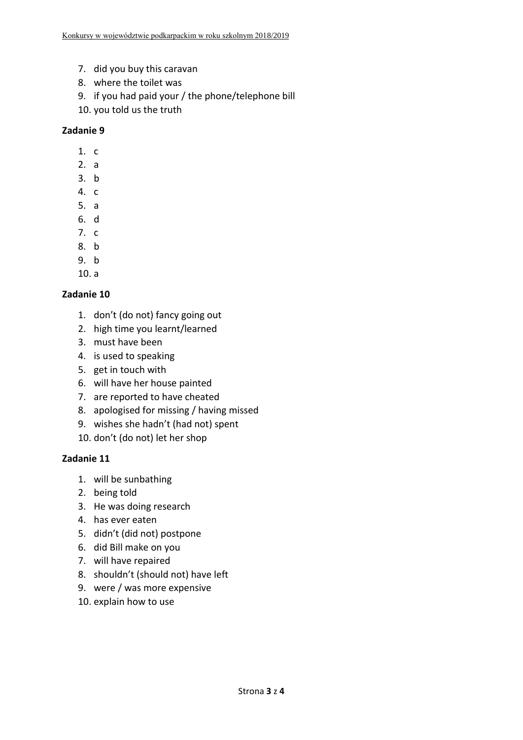7. did you buy this caravan
8. where the toilet was
9. if you had paid your / the phone/telephone bill
10. you told us the truth

**Zadanie 9**

1. c
2. a
3. b
4. c
5. a
6. d
7. c
8. b
9. b
10. a

**Zadanie 10**

1. don't (do not) fancy going out
2. high time you learnt/learned
3. must have been
4. is used to speaking
5. get in touch with
6. will have her house painted
7. are reported to have cheated
8. apologised for missing / having missed
9. wishes she hadn't (had not) spent
10. don't (do not) let her shop

**Zadanie 11**

1. will be sunbathing
2. being told
3. He was doing research
4. has ever eaten
5. didn't (did not) postpone
6. did Bill make on you
7. will have repaired
8. shouldn't (should not) have left
9. were / was more expensive
10. explain how to use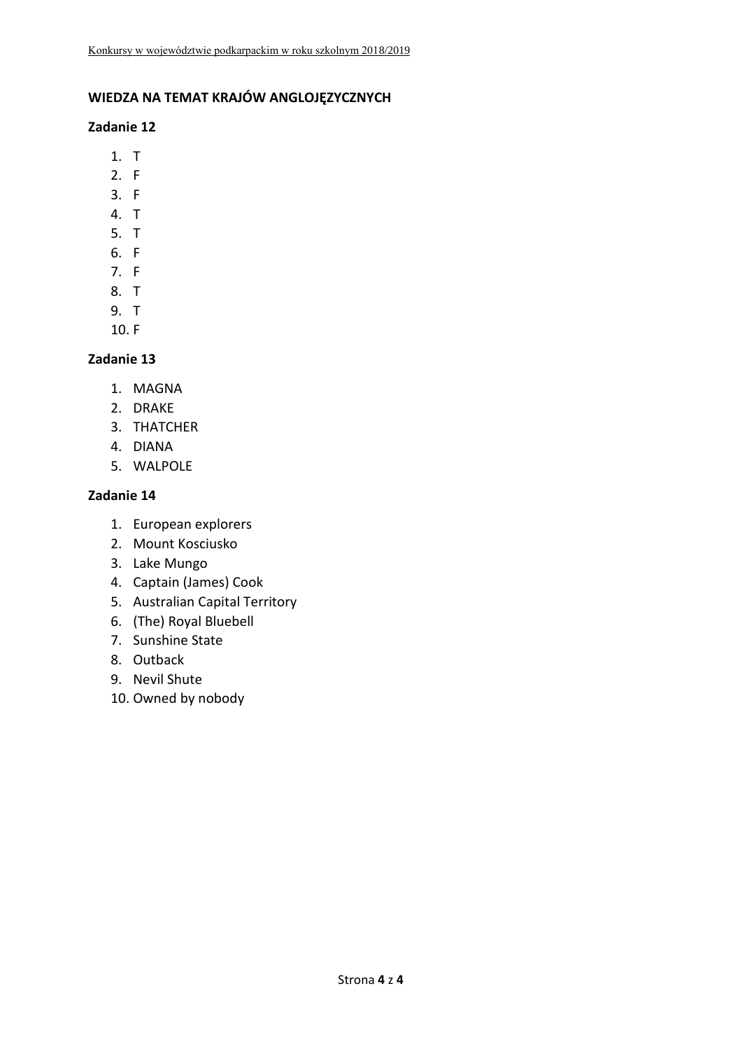## WIEDZA NA TEMAT KRAJÓW ANGLOJĘZYCZNYCH

### Zadanie 12

1. T
2. F
3. F
4. T
5. T
6. F
7. F
8. T
9. T
10. F

### Zadanie 13

1. MAGNA
2. DRAKE
3. THATCHER
4. DIANA
5. WALPOLE

### Zadanie 14

1. European explorers
2. Mount Kosciusko
3. Lake Mungo
4. Captain (James) Cook
5. Australian Capital Territory
6. (The) Royal Bluebell
7. Sunshine State
8. Outback
9. Nevil Shute
10. Owned by nobody